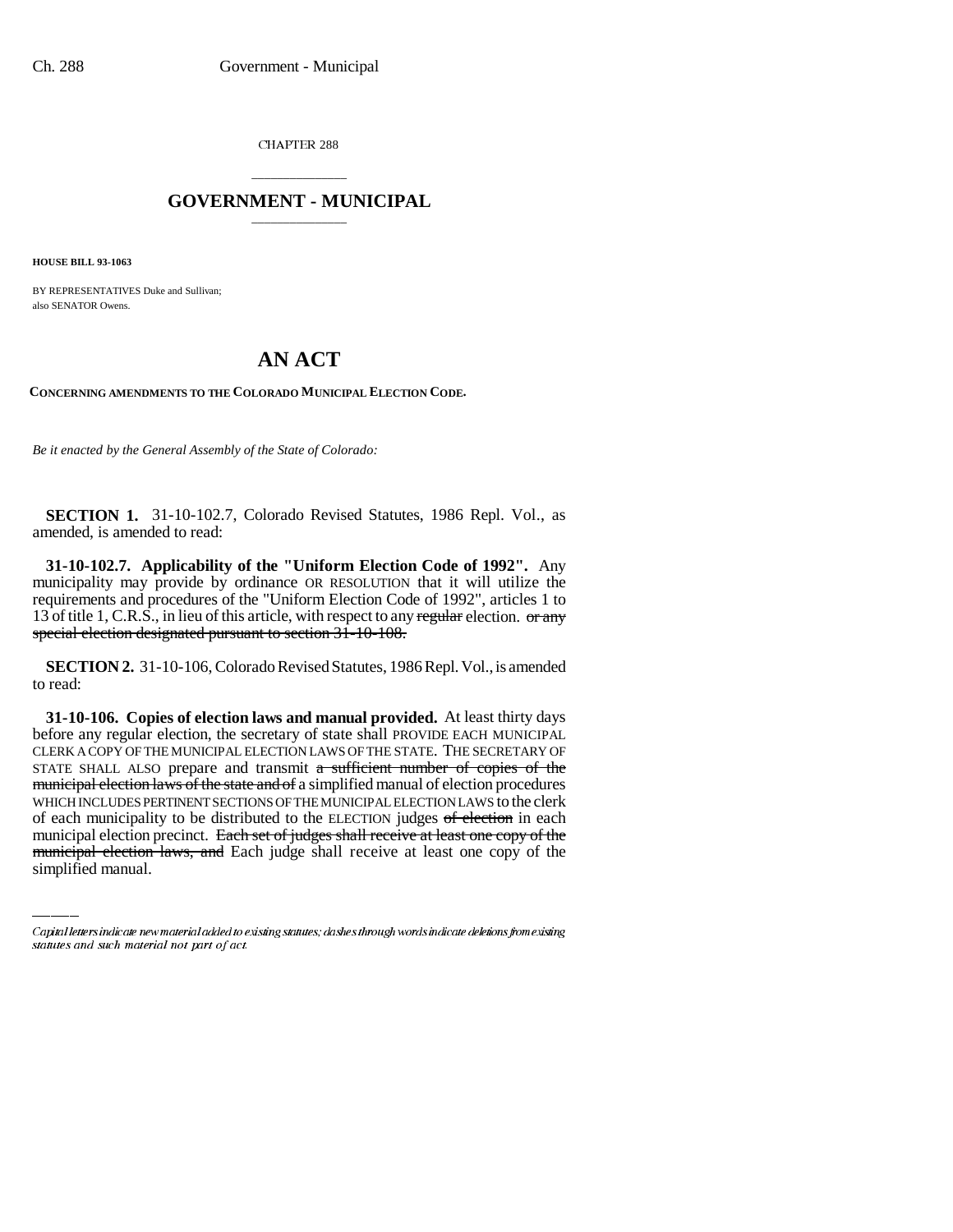CHAPTER 288

# GOVERNMENT - MUNICIPAL

**HOUSE BILL 93-1063**

BY REPRESENTATIVES Duke and Sullivan;
also SENATOR Owens.

# AN ACT

**CONCERNING AMENDMENTS TO THE COLORADO MUNICIPAL ELECTION CODE.**

*Be it enacted by the General Assembly of the State of Colorado:*

**SECTION 1.** 31-10-102.7, Colorado Revised Statutes, 1986 Repl. Vol., as amended, is amended to read:

**31-10-102.7. Applicability of the "Uniform Election Code of 1992".** Any municipality may provide by ordinance OR RESOLUTION that it will utilize the requirements and procedures of the "Uniform Election Code of 1992", articles 1 to 13 of title 1, C.R.S., in lieu of this article, with respect to any ~~regular~~ election. ~~or any special election designated pursuant to section 31-10-108.~~

**SECTION 2.** 31-10-106, Colorado Revised Statutes, 1986 Repl. Vol., is amended to read:

**31-10-106. Copies of election laws and manual provided.** At least thirty days before any regular election, the secretary of state shall PROVIDE EACH MUNICIPAL CLERK A COPY OF THE MUNICIPAL ELECTION LAWS OF THE STATE. THE SECRETARY OF STATE SHALL ALSO prepare and transmit ~~a sufficient number of copies of the municipal election laws of the state and of~~ a simplified manual of election procedures WHICH INCLUDES PERTINENT SECTIONS OF THE MUNICIPAL ELECTION LAWS to the clerk of each municipality to be distributed to the ELECTION judges ~~of election~~ in each municipal election precinct. ~~Each set of judges shall receive at least one copy of the municipal election laws, and~~ Each judge shall receive at least one copy of the simplified manual.

*Capital letters indicate new material added to existing statutes; dashes through words indicate deletions from existing statutes and such material not part of act.*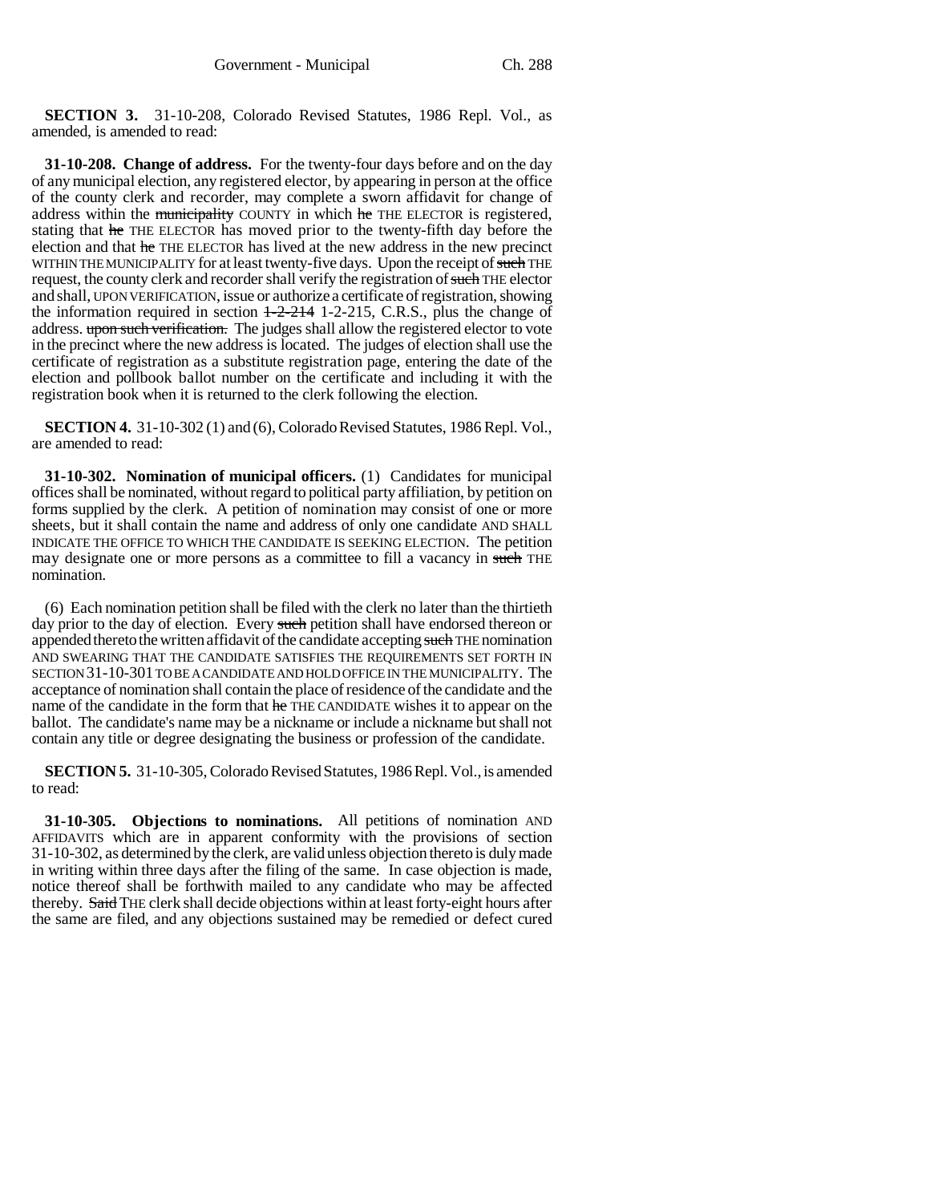**SECTION 3.** 31-10-208, Colorado Revised Statutes, 1986 Repl. Vol., as amended, is amended to read:

**31-10-208. Change of address.** For the twenty-four days before and on the day of any municipal election, any registered elector, by appearing in person at the office of the county clerk and recorder, may complete a sworn affidavit for change of address within the ~~municipality~~ COUNTY in which ~~he~~ THE ELECTOR is registered, stating that ~~he~~ THE ELECTOR has moved prior to the twenty-fifth day before the election and that ~~he~~ THE ELECTOR has lived at the new address in the new precinct WITHIN THE MUNICIPALITY for at least twenty-five days. Upon the receipt of ~~such~~ THE request, the county clerk and recorder shall verify the registration of ~~such~~ THE elector and shall, UPON VERIFICATION, issue or authorize a certificate of registration, showing the information required in section ~~1-2-214~~ 1-2-215, C.R.S., plus the change of address. ~~upon such verification.~~ The judges shall allow the registered elector to vote in the precinct where the new address is located. The judges of election shall use the certificate of registration as a substitute registration page, entering the date of the election and pollbook ballot number on the certificate and including it with the registration book when it is returned to the clerk following the election.

**SECTION 4.** 31-10-302 (1) and (6), Colorado Revised Statutes, 1986 Repl. Vol., are amended to read:

**31-10-302. Nomination of municipal officers.** (1) Candidates for municipal offices shall be nominated, without regard to political party affiliation, by petition on forms supplied by the clerk. A petition of nomination may consist of one or more sheets, but it shall contain the name and address of only one candidate AND SHALL INDICATE THE OFFICE TO WHICH THE CANDIDATE IS SEEKING ELECTION. The petition may designate one or more persons as a committee to fill a vacancy in ~~such~~ THE nomination.

(6) Each nomination petition shall be filed with the clerk no later than the thirtieth day prior to the day of election. Every ~~such~~ petition shall have endorsed thereon or appended thereto the written affidavit of the candidate accepting ~~such~~ THE nomination AND SWEARING THAT THE CANDIDATE SATISFIES THE REQUIREMENTS SET FORTH IN SECTION 31-10-301 TO BE A CANDIDATE AND HOLD OFFICE IN THE MUNICIPALITY. The acceptance of nomination shall contain the place of residence of the candidate and the name of the candidate in the form that ~~he~~ THE CANDIDATE wishes it to appear on the ballot. The candidate's name may be a nickname or include a nickname but shall not contain any title or degree designating the business or profession of the candidate.

**SECTION 5.** 31-10-305, Colorado Revised Statutes, 1986 Repl. Vol., is amended to read:

**31-10-305. Objections to nominations.** All petitions of nomination AND AFFIDAVITS which are in apparent conformity with the provisions of section 31-10-302, as determined by the clerk, are valid unless objection thereto is duly made in writing within three days after the filing of the same. In case objection is made, notice thereof shall be forthwith mailed to any candidate who may be affected thereby. ~~Said~~ THE clerk shall decide objections within at least forty-eight hours after the same are filed, and any objections sustained may be remedied or defect cured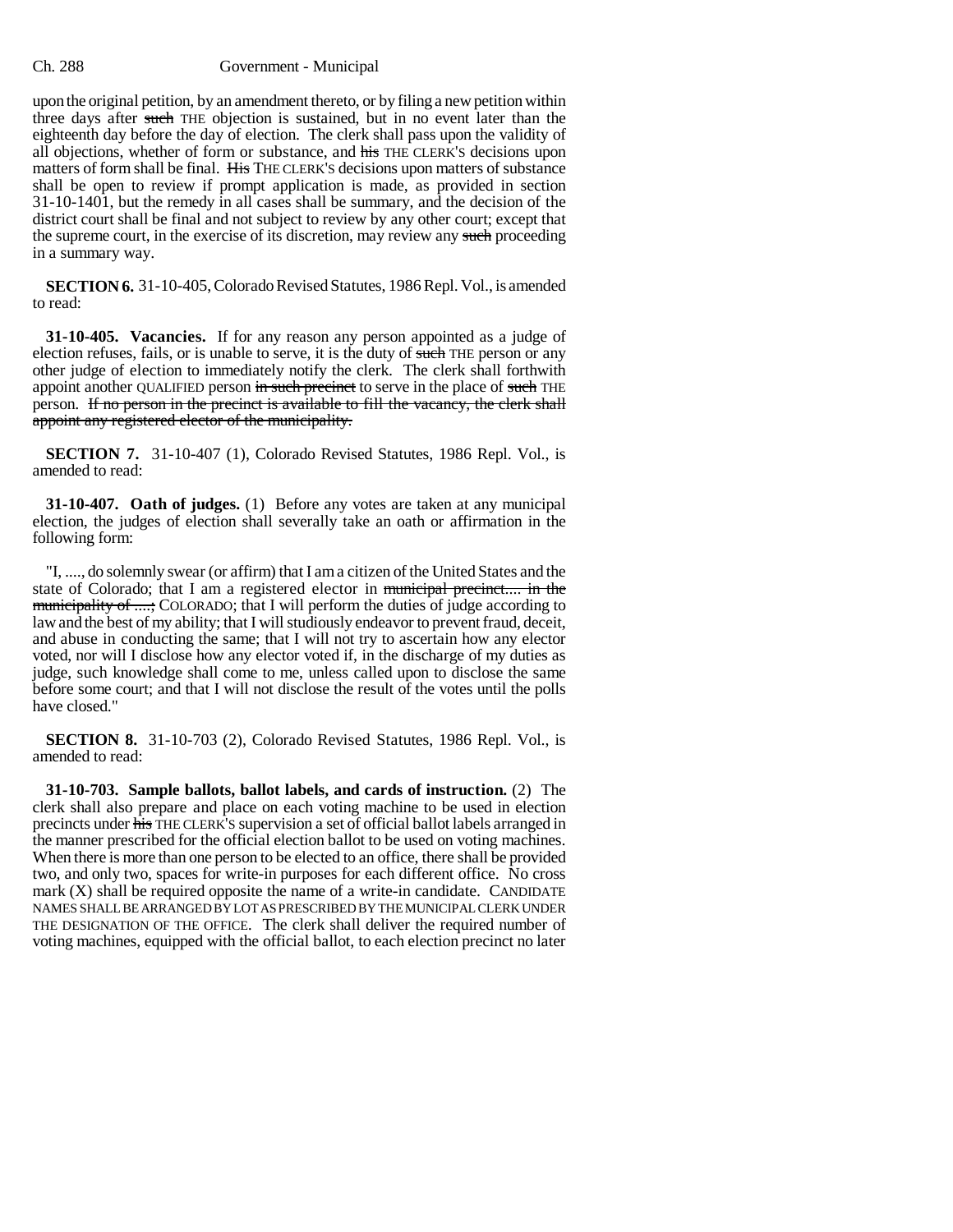upon the original petition, by an amendment thereto, or by filing a new petition within three days after ~~such~~ THE objection is sustained, but in no event later than the eighteenth day before the day of election. The clerk shall pass upon the validity of all objections, whether of form or substance, and ~~his~~ THE CLERK'S decisions upon matters of form shall be final. ~~His~~ THE CLERK'S decisions upon matters of substance shall be open to review if prompt application is made, as provided in section 31-10-1401, but the remedy in all cases shall be summary, and the decision of the district court shall be final and not subject to review by any other court; except that the supreme court, in the exercise of its discretion, may review any ~~such~~ proceeding in a summary way.

**SECTION 6.** 31-10-405, Colorado Revised Statutes, 1986 Repl. Vol., is amended to read:

**31-10-405. Vacancies.** If for any reason any person appointed as a judge of election refuses, fails, or is unable to serve, it is the duty of ~~such~~ THE person or any other judge of election to immediately notify the clerk. The clerk shall forthwith appoint another QUALIFIED person ~~in such precinct~~ to serve in the place of ~~such~~ THE person. ~~If no person in the precinct is available to fill the vacancy, the clerk shall appoint any registered elector of the municipality.~~

**SECTION 7.** 31-10-407 (1), Colorado Revised Statutes, 1986 Repl. Vol., is amended to read:

**31-10-407. Oath of judges.** (1) Before any votes are taken at any municipal election, the judges of election shall severally take an oath or affirmation in the following form:

"I, ....., do solemnly swear (or affirm) that I am a citizen of the United States and the state of Colorado; that I am a registered elector in ~~municipal precinct.... in the municipality of ....;~~ COLORADO; that I will perform the duties of judge according to law and the best of my ability; that I will studiously endeavor to prevent fraud, deceit, and abuse in conducting the same; that I will not try to ascertain how any elector voted, nor will I disclose how any elector voted if, in the discharge of my duties as judge, such knowledge shall come to me, unless called upon to disclose the same before some court; and that I will not disclose the result of the votes until the polls have closed."

**SECTION 8.** 31-10-703 (2), Colorado Revised Statutes, 1986 Repl. Vol., is amended to read:

**31-10-703. Sample ballots, ballot labels, and cards of instruction.** (2) The clerk shall also prepare and place on each voting machine to be used in election precincts under ~~his~~ THE CLERK'S supervision a set of official ballot labels arranged in the manner prescribed for the official election ballot to be used on voting machines. When there is more than one person to be elected to an office, there shall be provided two, and only two, spaces for write-in purposes for each different office. No cross mark (X) shall be required opposite the name of a write-in candidate. CANDIDATE NAMES SHALL BE ARRANGED BY LOT AS PRESCRIBED BY THE MUNICIPAL CLERK UNDER THE DESIGNATION OF THE OFFICE. The clerk shall deliver the required number of voting machines, equipped with the official ballot, to each election precinct no later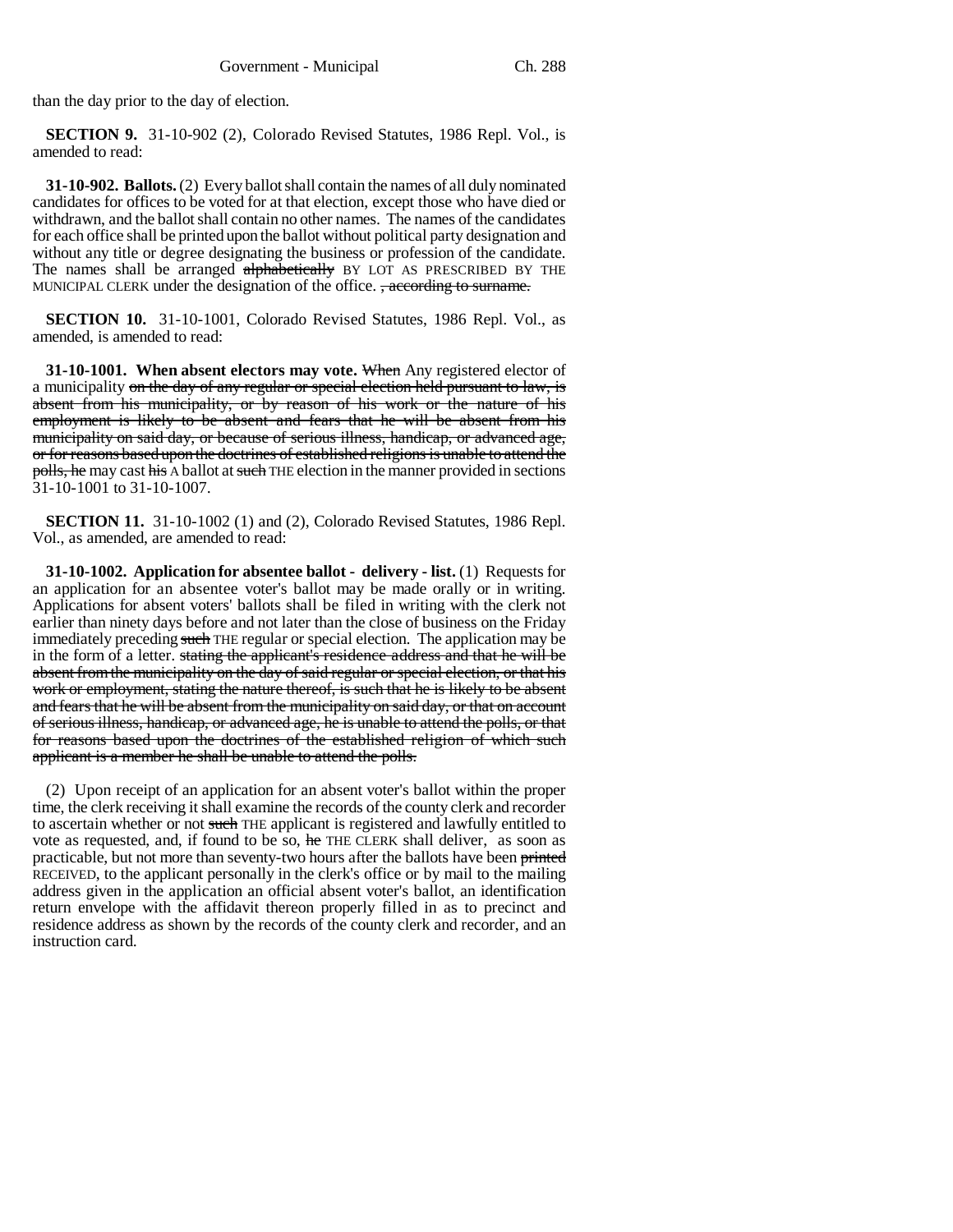than the day prior to the day of election.

**SECTION 9.** 31-10-902 (2), Colorado Revised Statutes, 1986 Repl. Vol., is amended to read:

**31-10-902. Ballots.** (2) Every ballot shall contain the names of all duly nominated candidates for offices to be voted for at that election, except those who have died or withdrawn, and the ballot shall contain no other names. The names of the candidates for each office shall be printed upon the ballot without political party designation and without any title or degree designating the business or profession of the candidate. The names shall be arranged ~~alphabetically~~ BY LOT AS PRESCRIBED BY THE MUNICIPAL CLERK under the designation of the office. ~~, according to surname.~~

**SECTION 10.** 31-10-1001, Colorado Revised Statutes, 1986 Repl. Vol., as amended, is amended to read:

**31-10-1001. When absent electors may vote.** ~~When~~ Any registered elector of a municipality ~~on the day of any regular or special election held pursuant to law, is absent from his municipality, or by reason of his work or the nature of his employment is likely to be absent and fears that he will be absent from his municipality on said day, or because of serious illness, handicap, or advanced age, or for reasons based upon the doctrines of established religions is unable to attend the polls, he~~ may cast ~~his~~ A ballot at ~~such~~ THE election in the manner provided in sections 31-10-1001 to 31-10-1007.

**SECTION 11.** 31-10-1002 (1) and (2), Colorado Revised Statutes, 1986 Repl. Vol., as amended, are amended to read:

**31-10-1002. Application for absentee ballot - delivery - list.** (1) Requests for an application for an absentee voter's ballot may be made orally or in writing. Applications for absent voters' ballots shall be filed in writing with the clerk not earlier than ninety days before and not later than the close of business on the Friday immediately preceding ~~such~~ THE regular or special election. The application may be in the form of a letter. ~~stating the applicant's residence address and that he will be absent from the municipality on the day of said regular or special election, or that his work or employment, stating the nature thereof, is such that he is likely to be absent and fears that he will be absent from the municipality on said day, or that on account of serious illness, handicap, or advanced age, he is unable to attend the polls, or that for reasons based upon the doctrines of the established religion of which such applicant is a member he shall be unable to attend the polls.~~

(2) Upon receipt of an application for an absent voter's ballot within the proper time, the clerk receiving it shall examine the records of the county clerk and recorder to ascertain whether or not ~~such~~ THE applicant is registered and lawfully entitled to vote as requested, and, if found to be so, ~~he~~ THE CLERK shall deliver, as soon as practicable, but not more than seventy-two hours after the ballots have been ~~printed~~ RECEIVED, to the applicant personally in the clerk's office or by mail to the mailing address given in the application an official absent voter's ballot, an identification return envelope with the affidavit thereon properly filled in as to precinct and residence address as shown by the records of the county clerk and recorder, and an instruction card.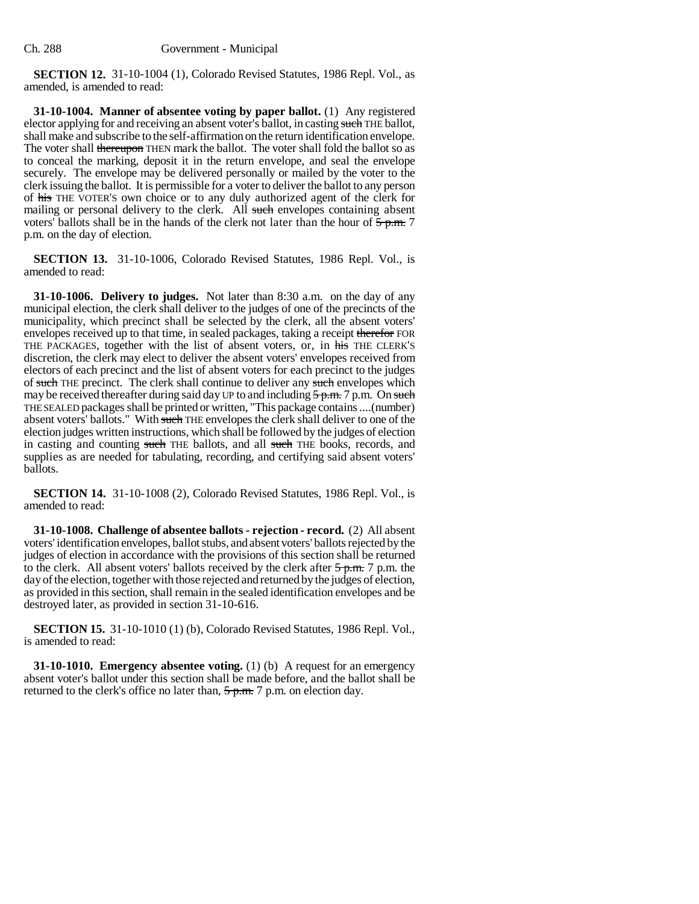**SECTION 12.** 31-10-1004 (1), Colorado Revised Statutes, 1986 Repl. Vol., as amended, is amended to read:

**31-10-1004. Manner of absentee voting by paper ballot.** (1) Any registered elector applying for and receiving an absent voter's ballot, in casting ~~such~~ THE ballot, shall make and subscribe to the self-affirmation on the return identification envelope. The voter shall ~~thereupon~~ THEN mark the ballot. The voter shall fold the ballot so as to conceal the marking, deposit it in the return envelope, and seal the envelope securely. The envelope may be delivered personally or mailed by the voter to the clerk issuing the ballot. It is permissible for a voter to deliver the ballot to any person of ~~his~~ THE VOTER'S own choice or to any duly authorized agent of the clerk for mailing or personal delivery to the clerk. All ~~such~~ envelopes containing absent voters' ballots shall be in the hands of the clerk not later than the hour of ~~5 p.m.~~ 7 p.m. on the day of election.

**SECTION 13.** 31-10-1006, Colorado Revised Statutes, 1986 Repl. Vol., is amended to read:

**31-10-1006. Delivery to judges.** Not later than 8:30 a.m. on the day of any municipal election, the clerk shall deliver to the judges of one of the precincts of the municipality, which precinct shall be selected by the clerk, all the absent voters' envelopes received up to that time, in sealed packages, taking a receipt ~~therefor~~ FOR THE PACKAGES, together with the list of absent voters, or, in ~~his~~ THE CLERK'S discretion, the clerk may elect to deliver the absent voters' envelopes received from electors of each precinct and the list of absent voters for each precinct to the judges of ~~such~~ THE precinct. The clerk shall continue to deliver any ~~such~~ envelopes which may be received thereafter during said day UP to and including ~~5 p.m.~~ 7 p.m. On ~~such~~ THE SEALED packages shall be printed or written, "This package contains ....(number) absent voters' ballots." With ~~such~~ THE envelopes the clerk shall deliver to one of the election judges written instructions, which shall be followed by the judges of election in casting and counting ~~such~~ THE ballots, and all ~~such~~ THE books, records, and supplies as are needed for tabulating, recording, and certifying said absent voters' ballots.

**SECTION 14.** 31-10-1008 (2), Colorado Revised Statutes, 1986 Repl. Vol., is amended to read:

**31-10-1008. Challenge of absentee ballots - rejection - record.** (2) All absent voters' identification envelopes, ballot stubs, and absent voters' ballots rejected by the judges of election in accordance with the provisions of this section shall be returned to the clerk. All absent voters' ballots received by the clerk after ~~5 p.m.~~ 7 p.m. the day of the election, together with those rejected and returned by the judges of election, as provided in this section, shall remain in the sealed identification envelopes and be destroyed later, as provided in section 31-10-616.

**SECTION 15.** 31-10-1010 (1) (b), Colorado Revised Statutes, 1986 Repl. Vol., is amended to read:

**31-10-1010. Emergency absentee voting.** (1) (b) A request for an emergency absent voter's ballot under this section shall be made before, and the ballot shall be returned to the clerk's office no later than, ~~5 p.m.~~ 7 p.m. on election day.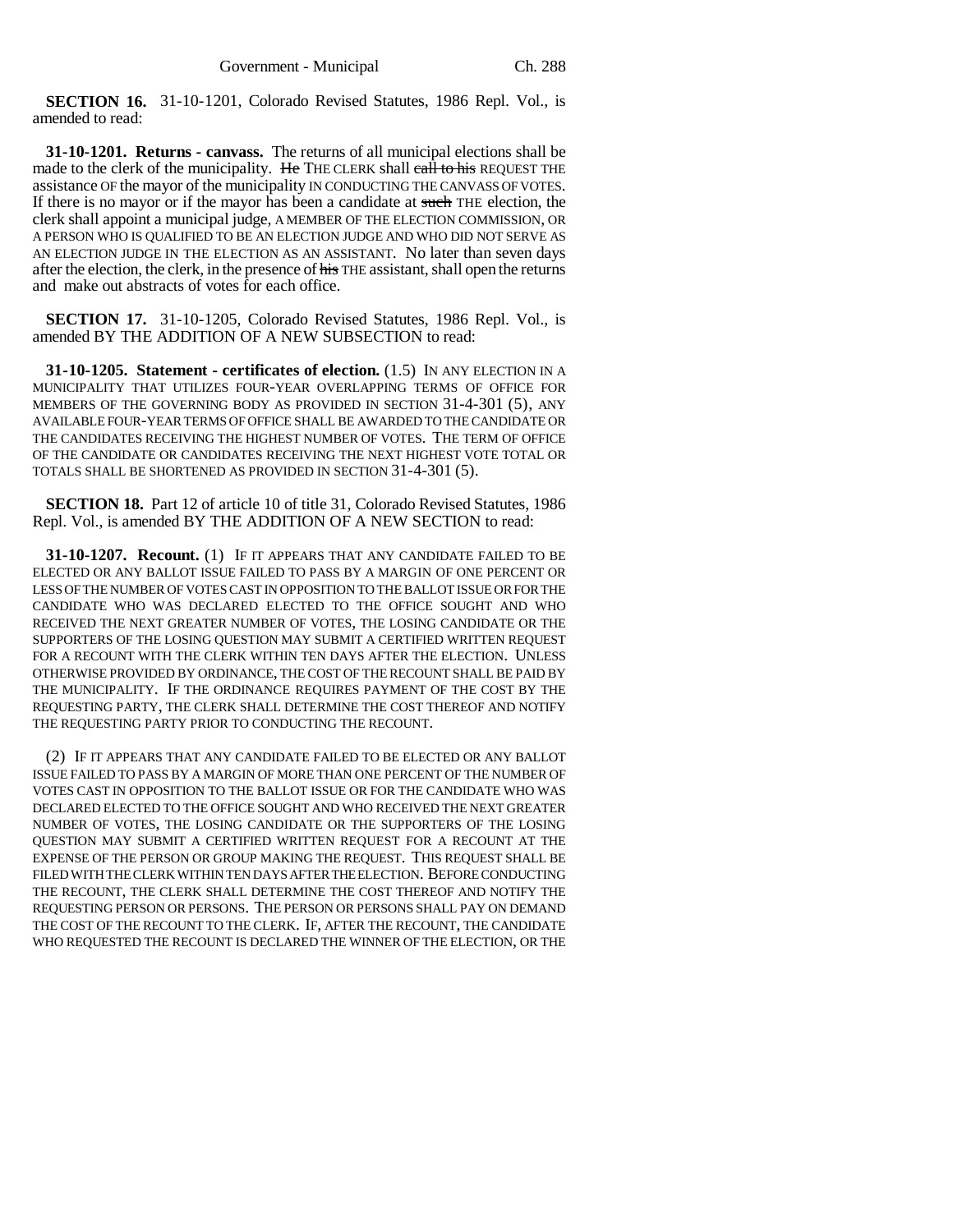**SECTION 16.** 31-10-1201, Colorado Revised Statutes, 1986 Repl. Vol., is amended to read:

**31-10-1201. Returns - canvass.** The returns of all municipal elections shall be made to the clerk of the municipality. ~~He~~ THE CLERK shall ~~call to his~~ REQUEST THE assistance OF the mayor of the municipality IN CONDUCTING THE CANVASS OF VOTES. If there is no mayor or if the mayor has been a candidate at ~~such~~ THE election, the clerk shall appoint a municipal judge, A MEMBER OF THE ELECTION COMMISSION, OR A PERSON WHO IS QUALIFIED TO BE AN ELECTION JUDGE AND WHO DID NOT SERVE AS AN ELECTION JUDGE IN THE ELECTION AS AN ASSISTANT. No later than seven days after the election, the clerk, in the presence of ~~his~~ THE assistant, shall open the returns and make out abstracts of votes for each office.

**SECTION 17.** 31-10-1205, Colorado Revised Statutes, 1986 Repl. Vol., is amended BY THE ADDITION OF A NEW SUBSECTION to read:

**31-10-1205. Statement - certificates of election.** (1.5) IN ANY ELECTION IN A MUNICIPALITY THAT UTILIZES FOUR-YEAR OVERLAPPING TERMS OF OFFICE FOR MEMBERS OF THE GOVERNING BODY AS PROVIDED IN SECTION 31-4-301 (5), ANY AVAILABLE FOUR-YEAR TERMS OF OFFICE SHALL BE AWARDED TO THE CANDIDATE OR THE CANDIDATES RECEIVING THE HIGHEST NUMBER OF VOTES. THE TERM OF OFFICE OF THE CANDIDATE OR CANDIDATES RECEIVING THE NEXT HIGHEST VOTE TOTAL OR TOTALS SHALL BE SHORTENED AS PROVIDED IN SECTION 31-4-301 (5).

**SECTION 18.** Part 12 of article 10 of title 31, Colorado Revised Statutes, 1986 Repl. Vol., is amended BY THE ADDITION OF A NEW SECTION to read:

**31-10-1207. Recount.** (1) IF IT APPEARS THAT ANY CANDIDATE FAILED TO BE ELECTED OR ANY BALLOT ISSUE FAILED TO PASS BY A MARGIN OF ONE PERCENT OR LESS OF THE NUMBER OF VOTES CAST IN OPPOSITION TO THE BALLOT ISSUE OR FOR THE CANDIDATE WHO WAS DECLARED ELECTED TO THE OFFICE SOUGHT AND WHO RECEIVED THE NEXT GREATER NUMBER OF VOTES, THE LOSING CANDIDATE OR THE SUPPORTERS OF THE LOSING QUESTION MAY SUBMIT A CERTIFIED WRITTEN REQUEST FOR A RECOUNT WITH THE CLERK WITHIN TEN DAYS AFTER THE ELECTION. UNLESS OTHERWISE PROVIDED BY ORDINANCE, THE COST OF THE RECOUNT SHALL BE PAID BY THE MUNICIPALITY. IF THE ORDINANCE REQUIRES PAYMENT OF THE COST BY THE REQUESTING PARTY, THE CLERK SHALL DETERMINE THE COST THEREOF AND NOTIFY THE REQUESTING PARTY PRIOR TO CONDUCTING THE RECOUNT.

(2) IF IT APPEARS THAT ANY CANDIDATE FAILED TO BE ELECTED OR ANY BALLOT ISSUE FAILED TO PASS BY A MARGIN OF MORE THAN ONE PERCENT OF THE NUMBER OF VOTES CAST IN OPPOSITION TO THE BALLOT ISSUE OR FOR THE CANDIDATE WHO WAS DECLARED ELECTED TO THE OFFICE SOUGHT AND WHO RECEIVED THE NEXT GREATER NUMBER OF VOTES, THE LOSING CANDIDATE OR THE SUPPORTERS OF THE LOSING QUESTION MAY SUBMIT A CERTIFIED WRITTEN REQUEST FOR A RECOUNT AT THE EXPENSE OF THE PERSON OR GROUP MAKING THE REQUEST. THIS REQUEST SHALL BE FILED WITH THE CLERK WITHIN TEN DAYS AFTER THE ELECTION. BEFORE CONDUCTING THE RECOUNT, THE CLERK SHALL DETERMINE THE COST THEREOF AND NOTIFY THE REQUESTING PERSON OR PERSONS. THE PERSON OR PERSONS SHALL PAY ON DEMAND THE COST OF THE RECOUNT TO THE CLERK. IF, AFTER THE RECOUNT, THE CANDIDATE WHO REQUESTED THE RECOUNT IS DECLARED THE WINNER OF THE ELECTION, OR THE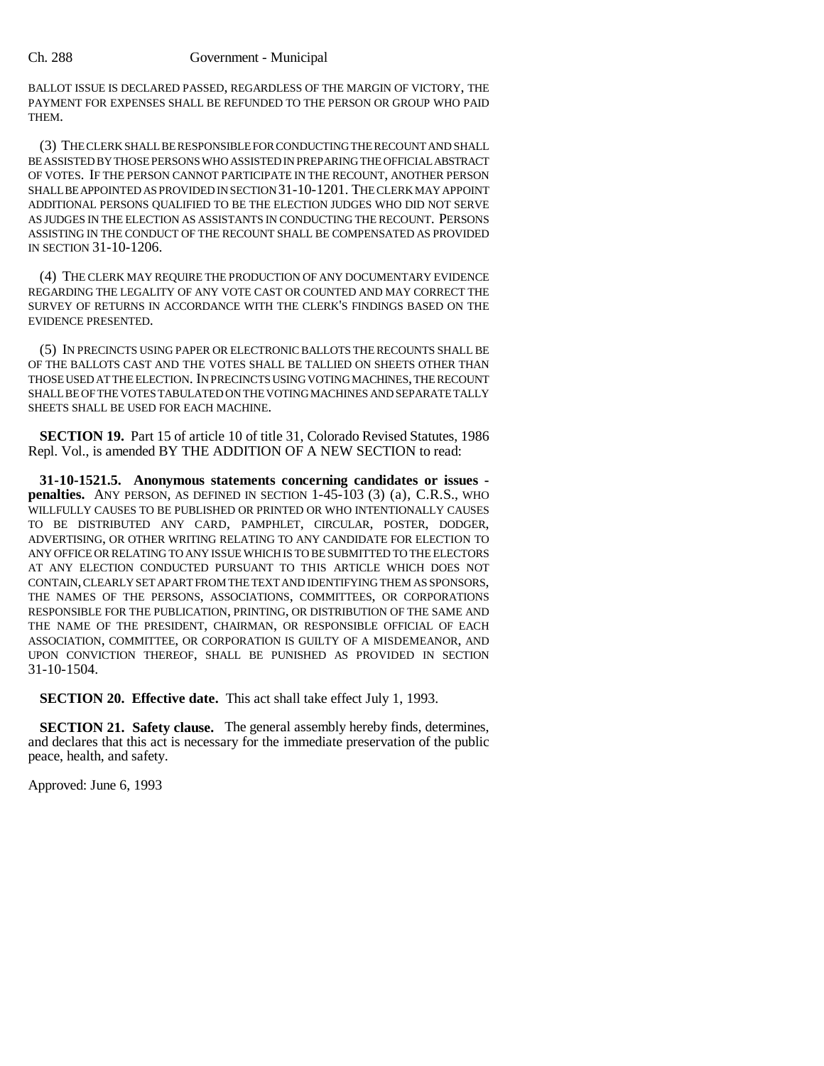BALLOT ISSUE IS DECLARED PASSED, REGARDLESS OF THE MARGIN OF VICTORY, THE PAYMENT FOR EXPENSES SHALL BE REFUNDED TO THE PERSON OR GROUP WHO PAID THEM.

(3) THE CLERK SHALL BE RESPONSIBLE FOR CONDUCTING THE RECOUNT AND SHALL BE ASSISTED BY THOSE PERSONS WHO ASSISTED IN PREPARING THE OFFICIAL ABSTRACT OF VOTES. IF THE PERSON CANNOT PARTICIPATE IN THE RECOUNT, ANOTHER PERSON SHALL BE APPOINTED AS PROVIDED IN SECTION 31-10-1201. THE CLERK MAY APPOINT ADDITIONAL PERSONS QUALIFIED TO BE THE ELECTION JUDGES WHO DID NOT SERVE AS JUDGES IN THE ELECTION AS ASSISTANTS IN CONDUCTING THE RECOUNT. PERSONS ASSISTING IN THE CONDUCT OF THE RECOUNT SHALL BE COMPENSATED AS PROVIDED IN SECTION 31-10-1206.

(4) THE CLERK MAY REQUIRE THE PRODUCTION OF ANY DOCUMENTARY EVIDENCE REGARDING THE LEGALITY OF ANY VOTE CAST OR COUNTED AND MAY CORRECT THE SURVEY OF RETURNS IN ACCORDANCE WITH THE CLERK'S FINDINGS BASED ON THE EVIDENCE PRESENTED.

(5) IN PRECINCTS USING PAPER OR ELECTRONIC BALLOTS THE RECOUNTS SHALL BE OF THE BALLOTS CAST AND THE VOTES SHALL BE TALLIED ON SHEETS OTHER THAN THOSE USED AT THE ELECTION. IN PRECINCTS USING VOTING MACHINES, THE RECOUNT SHALL BE OF THE VOTES TABULATED ON THE VOTING MACHINES AND SEPARATE TALLY SHEETS SHALL BE USED FOR EACH MACHINE.

**SECTION 19.** Part 15 of article 10 of title 31, Colorado Revised Statutes, 1986 Repl. Vol., is amended BY THE ADDITION OF A NEW SECTION to read:

**31-10-1521.5. Anonymous statements concerning candidates or issues - penalties.** ANY PERSON, AS DEFINED IN SECTION 1-45-103 (3) (a), C.R.S., WHO WILLFULLY CAUSES TO BE PUBLISHED OR PRINTED OR WHO INTENTIONALLY CAUSES TO BE DISTRIBUTED ANY CARD, PAMPHLET, CIRCULAR, POSTER, DODGER, ADVERTISING, OR OTHER WRITING RELATING TO ANY CANDIDATE FOR ELECTION TO ANY OFFICE OR RELATING TO ANY ISSUE WHICH IS TO BE SUBMITTED TO THE ELECTORS AT ANY ELECTION CONDUCTED PURSUANT TO THIS ARTICLE WHICH DOES NOT CONTAIN, CLEARLY SET APART FROM THE TEXT AND IDENTIFYING THEM AS SPONSORS, THE NAMES OF THE PERSONS, ASSOCIATIONS, COMMITTEES, OR CORPORATIONS RESPONSIBLE FOR THE PUBLICATION, PRINTING, OR DISTRIBUTION OF THE SAME AND THE NAME OF THE PRESIDENT, CHAIRMAN, OR RESPONSIBLE OFFICIAL OF EACH ASSOCIATION, COMMITTEE, OR CORPORATION IS GUILTY OF A MISDEMEANOR, AND UPON CONVICTION THEREOF, SHALL BE PUNISHED AS PROVIDED IN SECTION 31-10-1504.

**SECTION 20. Effective date.** This act shall take effect July 1, 1993.

**SECTION 21. Safety clause.** The general assembly hereby finds, determines, and declares that this act is necessary for the immediate preservation of the public peace, health, and safety.

Approved: June 6, 1993